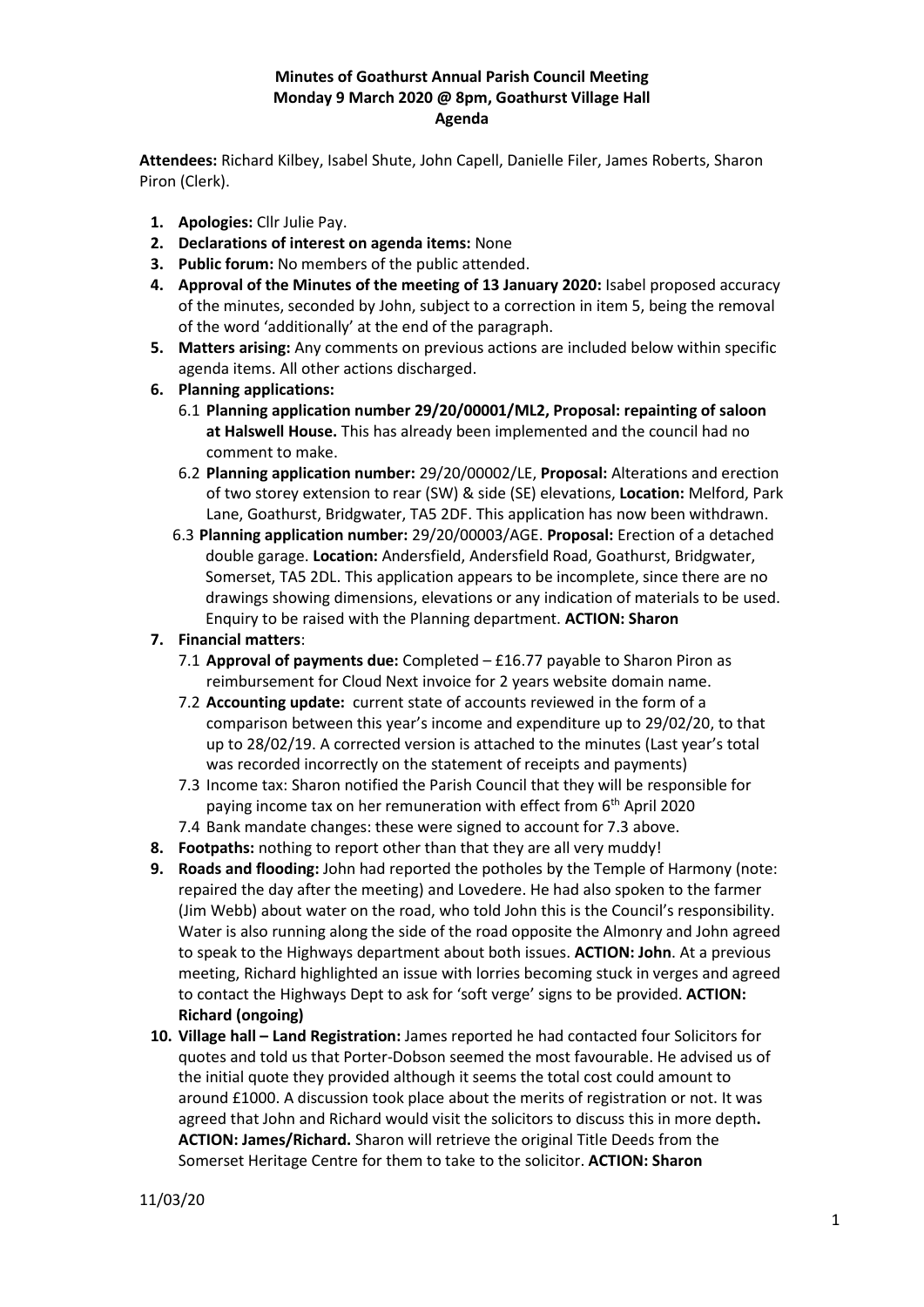**Minutes of Goathurst Annual Parish Council Meeting**
**Monday 9 March 2020 @ 8pm, Goathurst Village Hall**
**Agenda**

**Attendees:** Richard Kilbey, Isabel Shute, John Capell, Danielle Filer, James Roberts, Sharon Piron (Clerk).

1. **Apologies:** Cllr Julie Pay.
2. **Declarations of interest on agenda items:** None
3. **Public forum:** No members of the public attended.
4. **Approval of the Minutes of the meeting of 13 January 2020:** Isabel proposed accuracy of the minutes, seconded by John, subject to a correction in item 5, being the removal of the word 'additionally' at the end of the paragraph.
5. **Matters arising:** Any comments on previous actions are included below within specific agenda items. All other actions discharged.
6. **Planning applications:**
   - 6.1 **Planning application number 29/20/00001/ML2, Proposal: repainting of saloon at Halswell House.** This has already been implemented and the council had no comment to make.
   - 6.2 **Planning application number:** 29/20/00002/LE, **Proposal:** Alterations and erection of two storey extension to rear (SW) & side (SE) elevations, **Location:** Melford, Park Lane, Goathurst, Bridgwater, TA5 2DF. This application has now been withdrawn.
   - 6.3 **Planning application number:** 29/20/00003/AGE. **Proposal:** Erection of a detached double garage. **Location:** Andersfield, Andersfield Road, Goathurst, Bridgwater, Somerset, TA5 2DL. This application appears to be incomplete, since there are no drawings showing dimensions, elevations or any indication of materials to be used. Enquiry to be raised with the Planning department. **ACTION: Sharon**
7. **Financial matters**:
   - 7.1 **Approval of payments due:** Completed – £16.77 payable to Sharon Piron as reimbursement for Cloud Next invoice for 2 years website domain name.
   - 7.2 **Accounting update:** current state of accounts reviewed in the form of a comparison between this year's income and expenditure up to 29/02/20, to that up to 28/02/19. A corrected version is attached to the minutes (Last year's total was recorded incorrectly on the statement of receipts and payments)
   - 7.3 Income tax: Sharon notified the Parish Council that they will be responsible for paying income tax on her remuneration with effect from 6th April 2020
   - 7.4 Bank mandate changes: these were signed to account for 7.3 above.
8. **Footpaths:** nothing to report other than that they are all very muddy!
9. **Roads and flooding:** John had reported the potholes by the Temple of Harmony (note: repaired the day after the meeting) and Lovedere. He had also spoken to the farmer (Jim Webb) about water on the road, who told John this is the Council's responsibility. Water is also running along the side of the road opposite the Almonry and John agreed to speak to the Highways department about both issues. **ACTION: John**. At a previous meeting, Richard highlighted an issue with lorries becoming stuck in verges and agreed to contact the Highways Dept to ask for 'soft verge' signs to be provided. **ACTION: Richard (ongoing)**
10. **Village hall – Land Registration:** James reported he had contacted four Solicitors for quotes and told us that Porter-Dobson seemed the most favourable. He advised us of the initial quote they provided although it seems the total cost could amount to around £1000. A discussion took place about the merits of registration or not. It was agreed that John and Richard would visit the solicitors to discuss this in more depth**. ACTION: James/Richard.** Sharon will retrieve the original Title Deeds from the Somerset Heritage Centre for them to take to the solicitor. **ACTION: Sharon**

11/03/20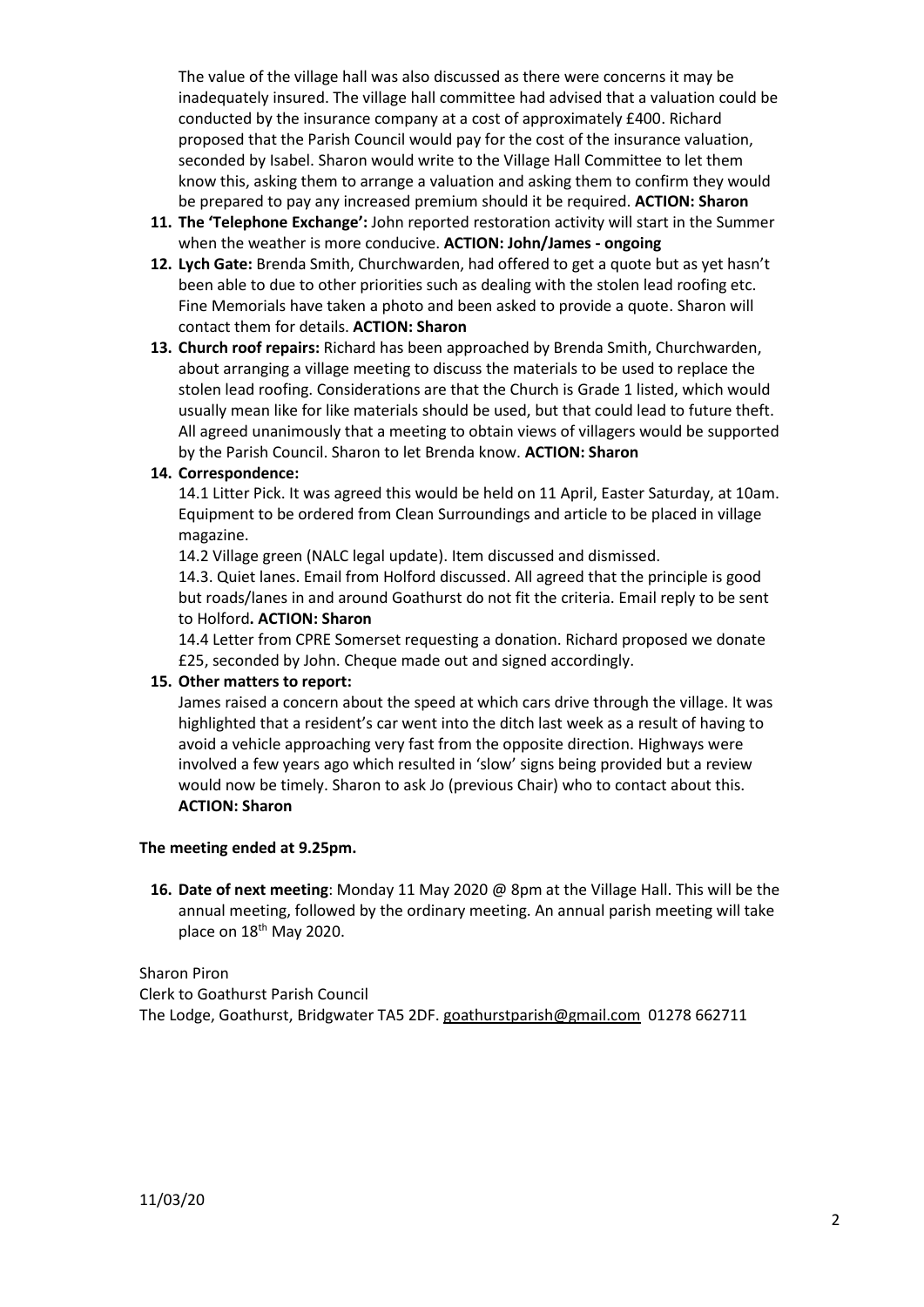The value of the village hall was also discussed as there were concerns it may be inadequately insured. The village hall committee had advised that a valuation could be conducted by the insurance company at a cost of approximately £400. Richard proposed that the Parish Council would pay for the cost of the insurance valuation, seconded by Isabel. Sharon would write to the Village Hall Committee to let them know this, asking them to arrange a valuation and asking them to confirm they would be prepared to pay any increased premium should it be required. **ACTION: Sharon**

11. **The 'Telephone Exchange':** John reported restoration activity will start in the Summer when the weather is more conducive. **ACTION: John/James - ongoing**
12. **Lych Gate:** Brenda Smith, Churchwarden, had offered to get a quote but as yet hasn't been able to due to other priorities such as dealing with the stolen lead roofing etc. Fine Memorials have taken a photo and been asked to provide a quote. Sharon will contact them for details. **ACTION: Sharon**
13. **Church roof repairs:** Richard has been approached by Brenda Smith, Churchwarden, about arranging a village meeting to discuss the materials to be used to replace the stolen lead roofing. Considerations are that the Church is Grade 1 listed, which would usually mean like for like materials should be used, but that could lead to future theft. All agreed unanimously that a meeting to obtain views of villagers would be supported by the Parish Council. Sharon to let Brenda know. **ACTION: Sharon**
14. **Correspondence:**

    14.1 Litter Pick. It was agreed this would be held on 11 April, Easter Saturday, at 10am. Equipment to be ordered from Clean Surroundings and article to be placed in village magazine.

    14.2 Village green (NALC legal update). Item discussed and dismissed.

    14.3. Quiet lanes. Email from Holford discussed. All agreed that the principle is good but roads/lanes in and around Goathurst do not fit the criteria. Email reply to be sent to Holford**. ACTION: Sharon**

    14.4 Letter from CPRE Somerset requesting a donation. Richard proposed we donate £25, seconded by John. Cheque made out and signed accordingly.
15. **Other matters to report:**

    James raised a concern about the speed at which cars drive through the village. It was highlighted that a resident's car went into the ditch last week as a result of having to avoid a vehicle approaching very fast from the opposite direction. Highways were involved a few years ago which resulted in 'slow' signs being provided but a review would now be timely. Sharon to ask Jo (previous Chair) who to contact about this. **ACTION: Sharon**

**The meeting ended at 9.25pm.**

16. **Date of next meeting**: Monday 11 May 2020 @ 8pm at the Village Hall. This will be the annual meeting, followed by the ordinary meeting. An annual parish meeting will take place on 18th May 2020.

Sharon Piron
Clerk to Goathurst Parish Council
The Lodge, Goathurst, Bridgwater TA5 2DF. goathurstparish@gmail.com 01278 662711

11/03/20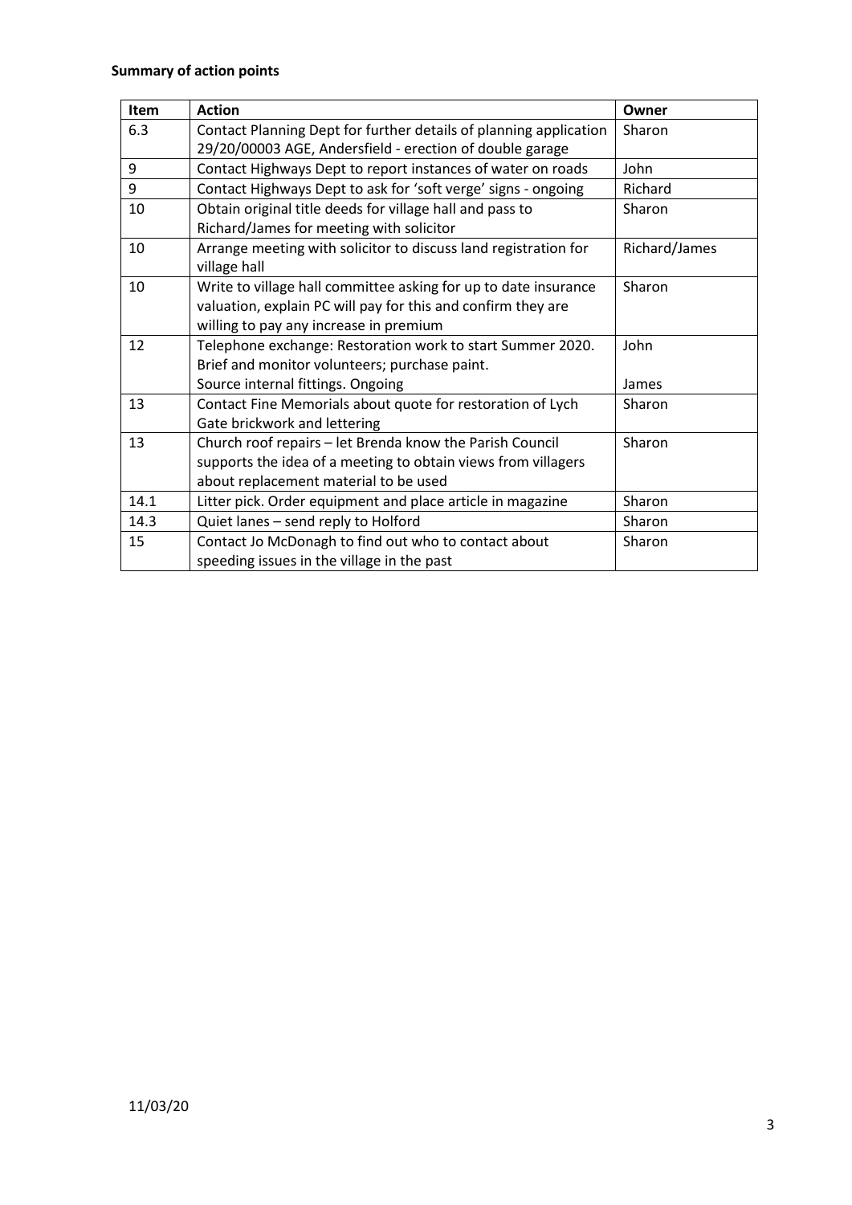**Summary of action points**

| Item | Action | Owner |
|---|---|---|
| 6.3 | Contact Planning Dept for further details of planning application 29/20/00003 AGE, Andersfield - erection of double garage | Sharon |
| 9 | Contact Highways Dept to report instances of water on roads | John |
| 9 | Contact Highways Dept to ask for 'soft verge' signs - ongoing | Richard |
| 10 | Obtain original title deeds for village hall and pass to Richard/James for meeting with solicitor | Sharon |
| 10 | Arrange meeting with solicitor to discuss land registration for village hall | Richard/James |
| 10 | Write to village hall committee asking for up to date insurance valuation, explain PC will pay for this and confirm they are willing to pay any increase in premium | Sharon |
| 12 | Telephone exchange: Restoration work to start Summer 2020. Brief and monitor volunteers; purchase paint.<br>Source internal fittings. Ongoing | John<br><br>James |
| 13 | Contact Fine Memorials about quote for restoration of Lych Gate brickwork and lettering | Sharon |
| 13 | Church roof repairs – let Brenda know the Parish Council supports the idea of a meeting to obtain views from villagers about replacement material to be used | Sharon |
| 14.1 | Litter pick. Order equipment and place article in magazine | Sharon |
| 14.3 | Quiet lanes – send reply to Holford | Sharon |
| 15 | Contact Jo McDonagh to find out who to contact about speeding issues in the village in the past | Sharon |

11/03/20